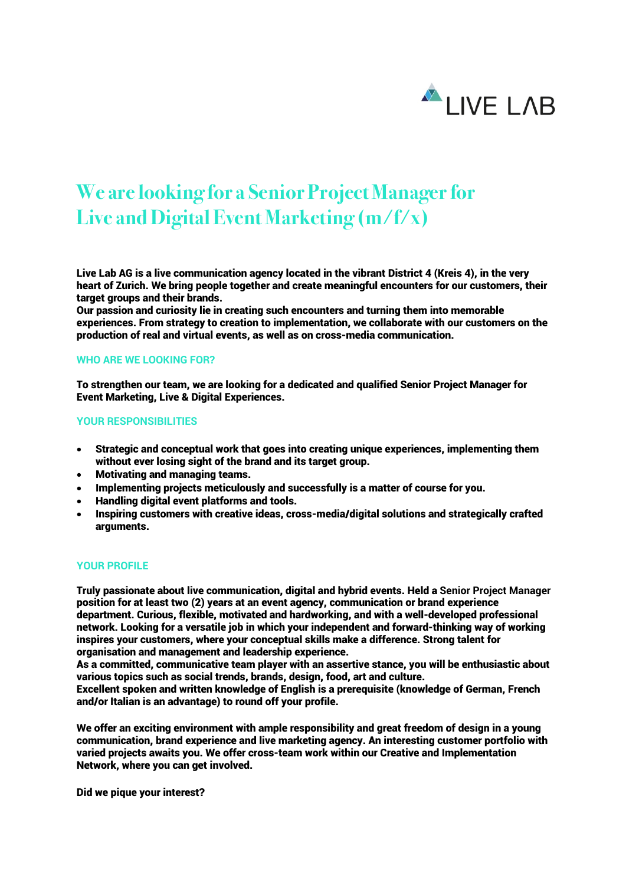LIVE LAB

# We are looking for a Senior Project Manager for Live and Digital Event Marketing (m/f/x)

**Live Lab AG is a live communication agency located in the vibrant District 4 (Kreis 4), in the very heart of Zurich. We bring people together and create meaningful encounters for our customers, their target groups and their brands.**
**Our passion and curiosity lie in creating such encounters and turning them into memorable experiences. From strategy to creation to implementation, we collaborate with our customers on the production of real and virtual events, as well as on cross-media communication.**

## WHO ARE WE LOOKING FOR?

**To strengthen our team, we are looking for a dedicated and qualified Senior Project Manager for Event Marketing, Live & Digital Experiences.**

## YOUR RESPONSIBILITIES

- **Strategic and conceptual work that goes into creating unique experiences, implementing them without ever losing sight of the brand and its target group.**
- **Motivating and managing teams.**
- **Implementing projects meticulously and successfully is a matter of course for you.**
- **Handling digital event platforms and tools.**
- **Inspiring customers with creative ideas, cross-media/digital solutions and strategically crafted arguments.**

## YOUR PROFILE

**Truly passionate about live communication, digital and hybrid events. Held a** Senior Project Manager **position for at least two (2) years at an event agency, communication or brand experience department. Curious, flexible, motivated and hardworking, and with a well-developed professional network. Looking for a versatile job in which your independent and forward-thinking way of working inspires your customers, where your conceptual skills make a difference. Strong talent for organisation and management and leadership experience.**
**As a committed, communicative team player with an assertive stance, you will be enthusiastic about various topics such as social trends, brands, design, food, art and culture.**
**Excellent spoken and written knowledge of English is a prerequisite (knowledge of German, French and/or Italian is an advantage) to round off your profile.**

**We offer an exciting environment with ample responsibility and great freedom of design in a young communication, brand experience and live marketing agency. An interesting customer portfolio with varied projects awaits you. We offer cross-team work within our Creative and Implementation Network, where you can get involved.**

**Did we pique your interest?**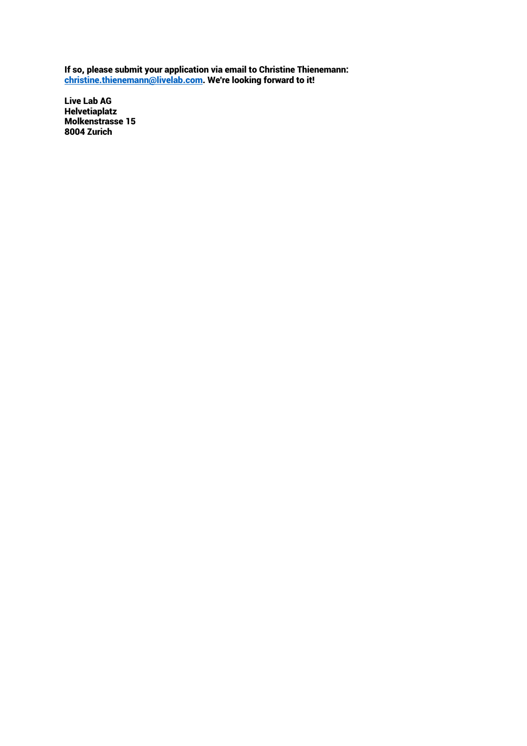**If so, please submit your application via email to Christine Thienemann: [christine.thienemann@livelab.com](mailto:christine.thienemann@livelab.com). We're looking forward to it!**

**Live Lab AG**
**Helvetiaplatz**
**Molkenstrasse 15**
**8004 Zurich**